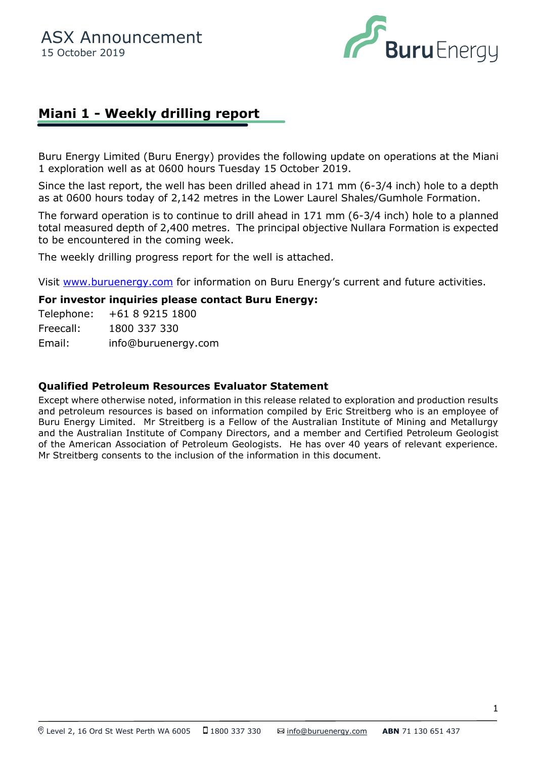ASX Announcement
15 October 2019

# Miani 1 - Weekly drilling report

Buru Energy Limited (Buru Energy) provides the following update on operations at the Miani 1 exploration well as at 0600 hours Tuesday 15 October 2019.

Since the last report, the well has been drilled ahead in 171 mm (6-3/4 inch) hole to a depth as at 0600 hours today of 2,142 metres in the Lower Laurel Shales/Gumhole Formation.

The forward operation is to continue to drill ahead in 171 mm (6-3/4 inch) hole to a planned total measured depth of 2,400 metres. The principal objective Nullara Formation is expected to be encountered in the coming week.

The weekly drilling progress report for the well is attached.

Visit www.buruenergy.com for information on Buru Energy's current and future activities.

**For investor inquiries please contact Buru Energy:**

Telephone: +61 8 9215 1800
Freecall: 1800 337 330
Email: info@buruenergy.com

### Qualified Petroleum Resources Evaluator Statement

Except where otherwise noted, information in this release related to exploration and production results and petroleum resources is based on information compiled by Eric Streitberg who is an employee of Buru Energy Limited. Mr Streitberg is a Fellow of the Australian Institute of Mining and Metallurgy and the Australian Institute of Company Directors, and a member and Certified Petroleum Geologist of the American Association of Petroleum Geologists. He has over 40 years of relevant experience. Mr Streitberg consents to the inclusion of the information in this document.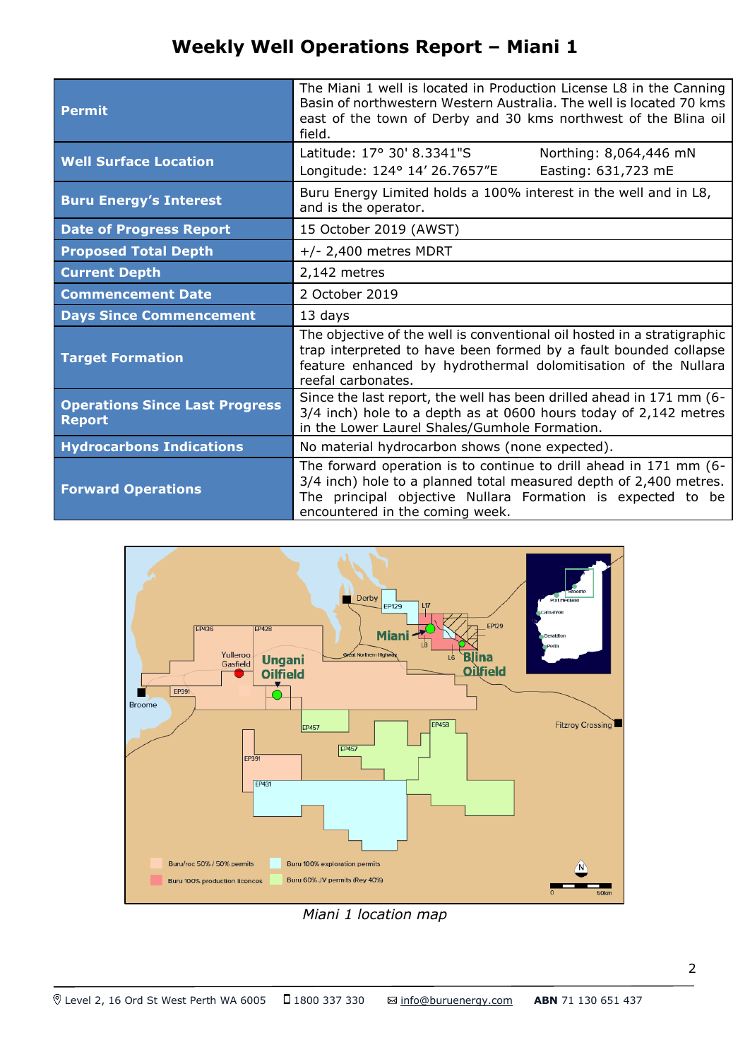# Weekly Well Operations Report – Miani 1

| | |
|---|---|
| **Permit** | The Miani 1 well is located in Production License L8 in the Canning Basin of northwestern Western Australia. The well is located 70 kms east of the town of Derby and 30 kms northwest of the Blina oil field. |
| **Well Surface Location** | Latitude: 17° 30' 8.3341"S Northing: 8,064,446 mN<br>Longitude: 124° 14' 26.7657"E Easting: 631,723 mE |
| **Buru Energy's Interest** | Buru Energy Limited holds a 100% interest in the well and in L8, and is the operator. |
| **Date of Progress Report** | 15 October 2019 (AWST) |
| **Proposed Total Depth** | +/- 2,400 metres MDRT |
| **Current Depth** | 2,142 metres |
| **Commencement Date** | 2 October 2019 |
| **Days Since Commencement** | 13 days |
| **Target Formation** | The objective of the well is conventional oil hosted in a stratigraphic trap interpreted to have been formed by a fault bounded collapse feature enhanced by hydrothermal dolomitisation of the Nullara reefal carbonates. |
| **Operations Since Last Progress Report** | Since the last report, the well has been drilled ahead in 171 mm (6-3/4 inch) hole to a depth as at 0600 hours today of 2,142 metres in the Lower Laurel Shales/Gumhole Formation. |
| **Hydrocarbons Indications** | No material hydrocarbon shows (none expected). |
| **Forward Operations** | The forward operation is to continue to drill ahead in 171 mm (6-3/4 inch) hole to a planned total measured depth of 2,400 metres. The principal objective Nullara Formation is expected to be encountered in the coming week. |

Derby
EP129
L17
Miani
L8
L6
EP129
Blina Oilfield
LP436
EP428
Yulleroo Gasfield
Ungani Oilfield
Great Northern Highway
Broome
EP391
EP457
EP453
EP457
Fitzroy Crossing
EP391
EP431
Broome
Port Hedland
Carnarvon
Geraldton
Perth
Buru/roc 50% / 50% permits
Buru 100% exploration permits
Buru 100% production licences
Buru 60% JV permits (Rey 40%)
N
0 50km

*Miani 1 location map*

Level 2, 16 Ord St West Perth WA 6005 1800 337 330 info@buruenergy.com **ABN** 71 130 651 437